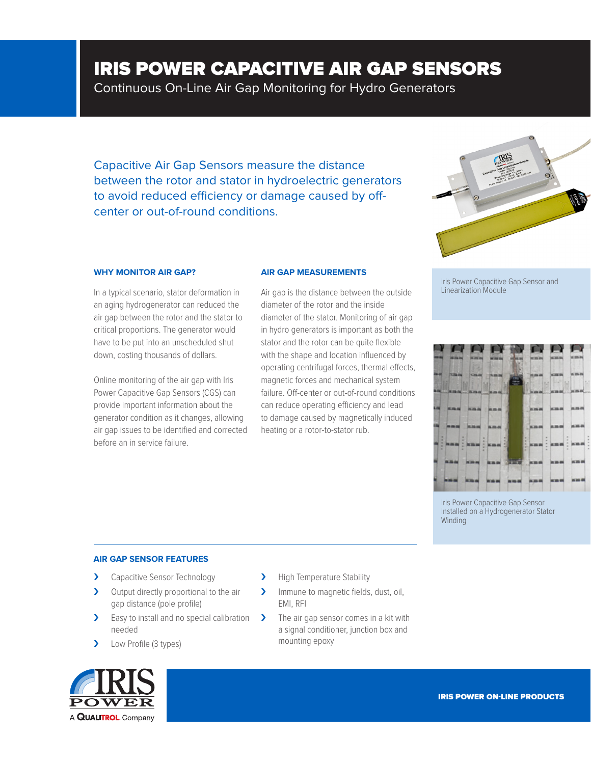# IRIS POWER CAPACITIVE AIR GAP SENSORS

Continuous On-Line Air Gap Monitoring for Hydro Generators

Capacitive Air Gap Sensors measure the distance between the rotor and stator in hydroelectric generators to avoid reduced efficiency or damage caused by off-center or out-of-round conditions.

Iris Power Capacitive Gap Sensor and Linearization Module

Iris Power Capacitive Gap Sensor Installed on a Hydrogenerator Stator Winding

### WHY MONITOR AIR GAP?

In a typical scenario, stator deformation in an aging hydrogenerator can reduced the air gap between the rotor and the stator to critical proportions. The generator would have to be put into an unscheduled shut down, costing thousands of dollars.

Online monitoring of the air gap with Iris Power Capacitive Gap Sensors (CGS) can provide important information about the generator condition as it changes, allowing air gap issues to be identified and corrected before an in service failure.

### AIR GAP MEASUREMENTS

Air gap is the distance between the outside diameter of the rotor and the inside diameter of the stator. Monitoring of air gap in hydro generators is important as both the stator and the rotor can be quite flexible with the shape and location influenced by operating centrifugal forces, thermal effects, magnetic forces and mechanical system failure. Off-center or out-of-round conditions can reduce operating efficiency and lead to damage caused by magnetically induced heating or a rotor-to-stator rub.

### AIR GAP SENSOR FEATURES

- Capacitive Sensor Technology
- Output directly proportional to the air gap distance (pole profile)
- Easy to install and no special calibration needed
- Low Profile (3 types)
- High Temperature Stability
- Immune to magnetic fields, dust, oil, EMI, RFI
- The air gap sensor comes in a kit with a signal conditioner, junction box and mounting epoxy

IRIS POWER
A QUALITROL Company

IRIS POWER ON-LINE PRODUCTS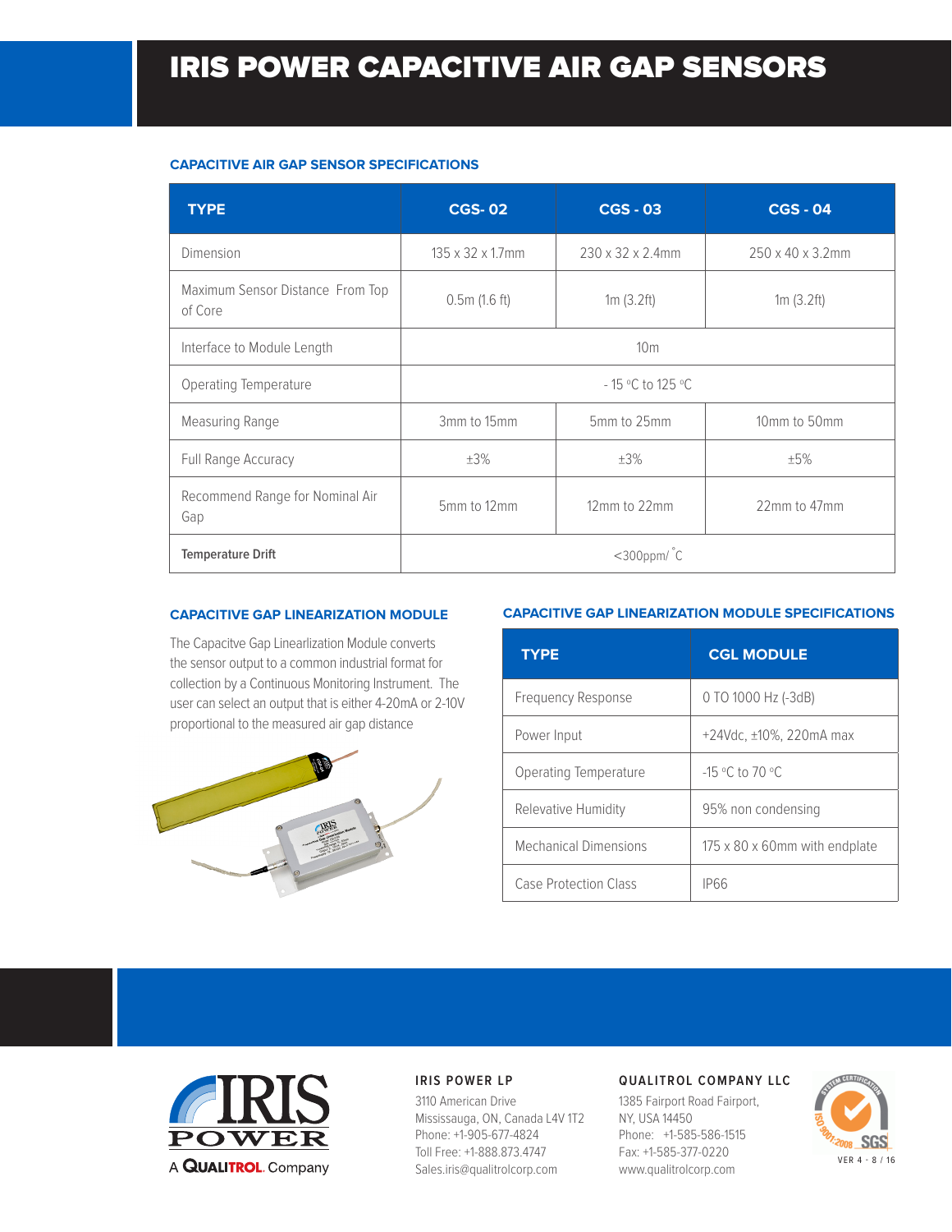# IRIS POWER CAPACITIVE AIR GAP SENSORS

## CAPACITIVE AIR GAP SENSOR SPECIFICATIONS

| TYPE | CGS- 02 | CGS - 03 | CGS - 04 |
|---|---|---|---|
| Dimension | 135 x 32 x 1.7mm | 230 x 32 x 2.4mm | 250 x 40 x 3.2mm |
| Maximum Sensor Distance From Top of Core | 0.5m (1.6 ft) | 1m (3.2ft) | 1m (3.2ft) |
| Interface to Module Length | 10m | | |
| Operating Temperature | - 15 °C to 125 °C | | |
| Measuring Range | 3mm to 15mm | 5mm to 25mm | 10mm to 50mm |
| Full Range Accuracy | ±3% | ±3% | ±5% |
| Recommend Range for Nominal Air Gap | 5mm to 12mm | 12mm to 22mm | 22mm to 47mm |
| **Temperature Drift** | <300ppm/ °C | | |

## CAPACITIVE GAP LINEARIZATION MODULE

The Capacitve Gap Linearlization Module converts the sensor output to a common industrial format for collection by a Continuous Monitoring Instrument. The user can select an output that is either 4-20mA or 2-10V proportional to the measured air gap distance

## CAPACITIVE GAP LINEARIZATION MODULE SPECIFICATIONS

| TYPE | CGL MODULE |
|---|---|
| Frequency Response | 0 TO 1000 Hz (-3dB) |
| Power Input | +24Vdc, ±10%, 220mA max |
| Operating Temperature | -15 °C to 70 °C |
| Relevative Humidity | 95% non condensing |
| Mechanical Dimensions | 175 x 80 x 60mm with endplate |
| Case Protection Class | IP66 |

IRIS POWER
A QUALITROL Company

**IRIS POWER LP**
3110 American Drive
Mississauga, ON, Canada L4V 1T2
Phone: +1-905-677-4824
Toll Free: +1-888.873.4747
Sales.iris@qualitrolcorp.com

**QUALITROL COMPANY LLC**
1385 Fairport Road Fairport,
NY, USA 14450
Phone: +1-585-586-1515
Fax: +1-585-377-0220
www.qualitrolcorp.com

VER 4 - 8 / 16